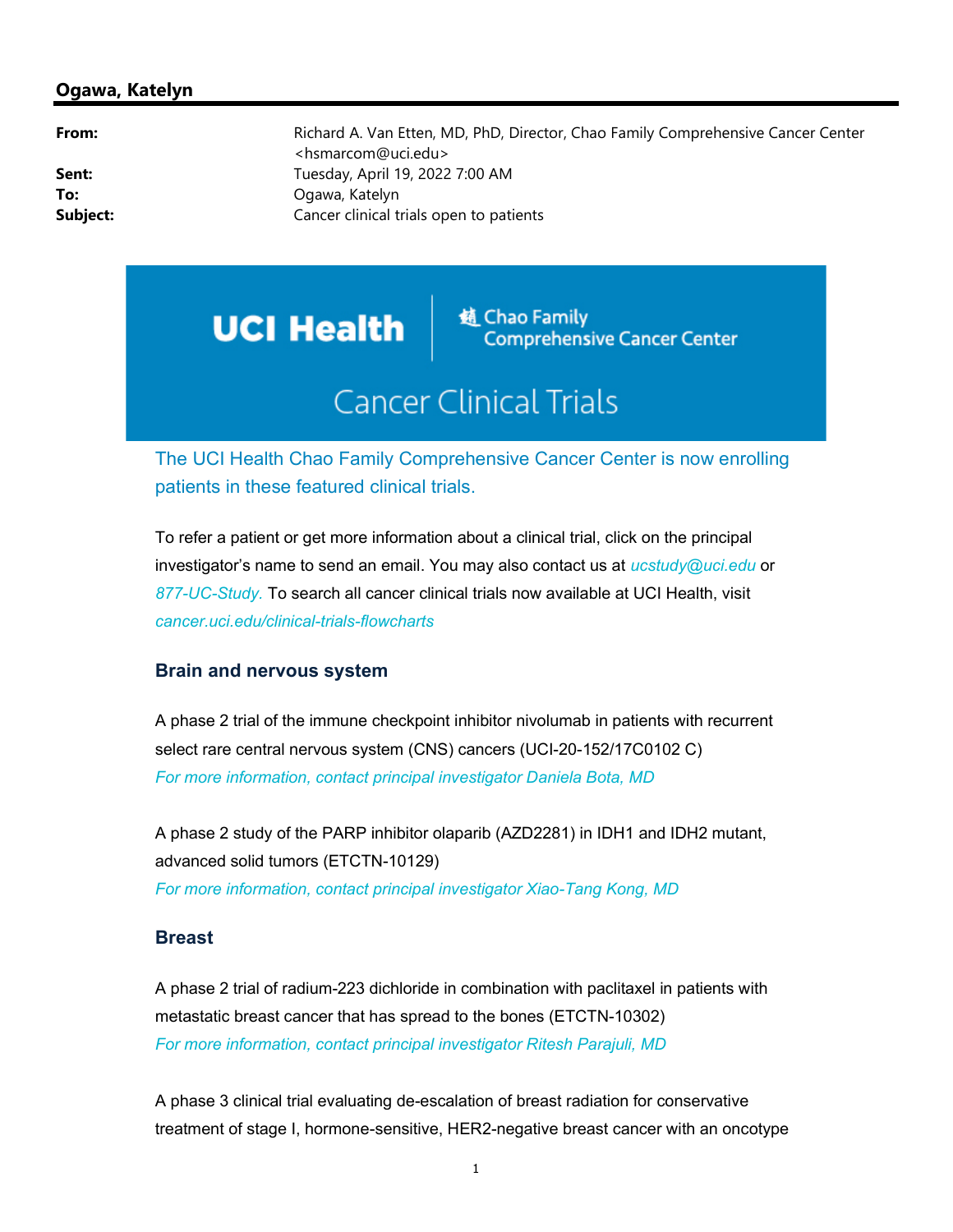## Ogawa, Katelyn

**From:** Richard A. Van Etten, MD, PhD, Director, Chao Family Comprehensive Cancer Center <hsmarcom@uci.edu>
**Sent:** Tuesday, April 19, 2022 7:00 AM
**To:** Ogawa, Katelyn
**Subject:** Cancer clinical trials open to patients

UCI Health | Chao Family Comprehensive Cancer Center

# Cancer Clinical Trials

The UCI Health Chao Family Comprehensive Cancer Center is now enrolling patients in these featured clinical trials.

To refer a patient or get more information about a clinical trial, click on the principal investigator's name to send an email. You may also contact us at *ucstudy@uci.edu* or *877-UC-Study.* To search all cancer clinical trials now available at UCI Health, visit *cancer.uci.edu/clinical-trials-flowcharts*

### Brain and nervous system

A phase 2 trial of the immune checkpoint inhibitor nivolumab in patients with recurrent select rare central nervous system (CNS) cancers (UCI-20-152/17C0102 C)
*For more information, contact principal investigator Daniela Bota, MD*

A phase 2 study of the PARP inhibitor olaparib (AZD2281) in IDH1 and IDH2 mutant, advanced solid tumors (ETCTN-10129)
*For more information, contact principal investigator Xiao-Tang Kong, MD*

### Breast

A phase 2 trial of radium-223 dichloride in combination with paclitaxel in patients with metastatic breast cancer that has spread to the bones (ETCTN-10302)
*For more information, contact principal investigator Ritesh Parajuli, MD*

A phase 3 clinical trial evaluating de-escalation of breast radiation for conservative treatment of stage I, hormone-sensitive, HER2-negative breast cancer with an oncotype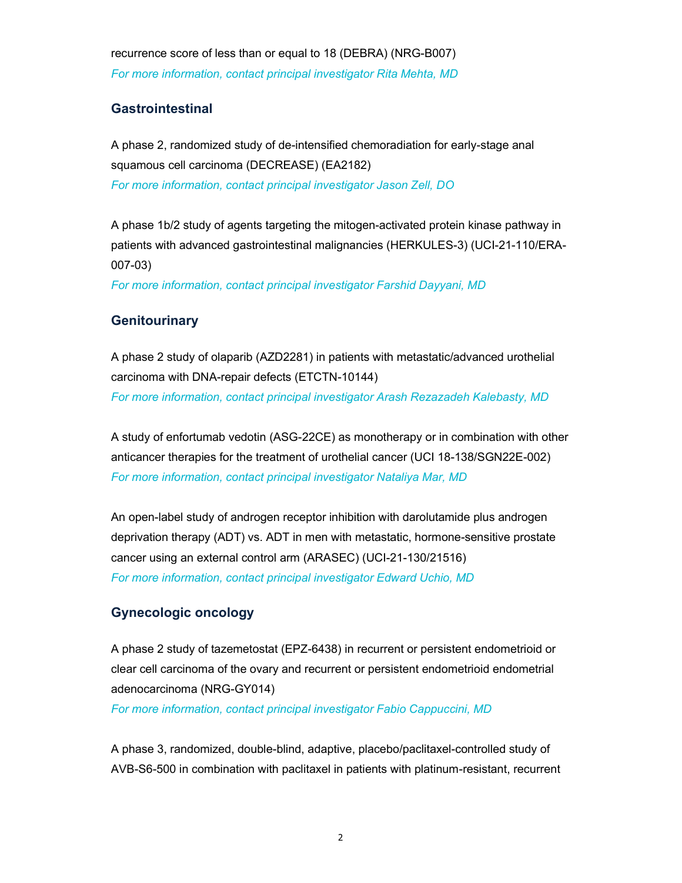recurrence score of less than or equal to 18 (DEBRA) (NRG-B007)

*For more information, contact principal investigator Rita Mehta, MD*

### Gastrointestinal

A phase 2, randomized study of de-intensified chemoradiation for early-stage anal squamous cell carcinoma (DECREASE) (EA2182)

*For more information, contact principal investigator Jason Zell, DO*

A phase 1b/2 study of agents targeting the mitogen-activated protein kinase pathway in patients with advanced gastrointestinal malignancies (HERKULES-3) (UCI-21-110/ERA-007-03)

*For more information, contact principal investigator Farshid Dayyani, MD*

### Genitourinary

A phase 2 study of olaparib (AZD2281) in patients with metastatic/advanced urothelial carcinoma with DNA-repair defects (ETCTN-10144)

*For more information, contact principal investigator Arash Rezazadeh Kalebasty, MD*

A study of enfortumab vedotin (ASG-22CE) as monotherapy or in combination with other anticancer therapies for the treatment of urothelial cancer (UCI 18-138/SGN22E-002)

*For more information, contact principal investigator Nataliya Mar, MD*

An open-label study of androgen receptor inhibition with darolutamide plus androgen deprivation therapy (ADT) vs. ADT in men with metastatic, hormone-sensitive prostate cancer using an external control arm (ARASEC) (UCI-21-130/21516)

*For more information, contact principal investigator Edward Uchio, MD*

### Gynecologic oncology

A phase 2 study of tazemetostat (EPZ-6438) in recurrent or persistent endometrioid or clear cell carcinoma of the ovary and recurrent or persistent endometrioid endometrial adenocarcinoma (NRG-GY014)

*For more information, contact principal investigator Fabio Cappuccini, MD*

A phase 3, randomized, double-blind, adaptive, placebo/paclitaxel-controlled study of AVB-S6-500 in combination with paclitaxel in patients with platinum-resistant, recurrent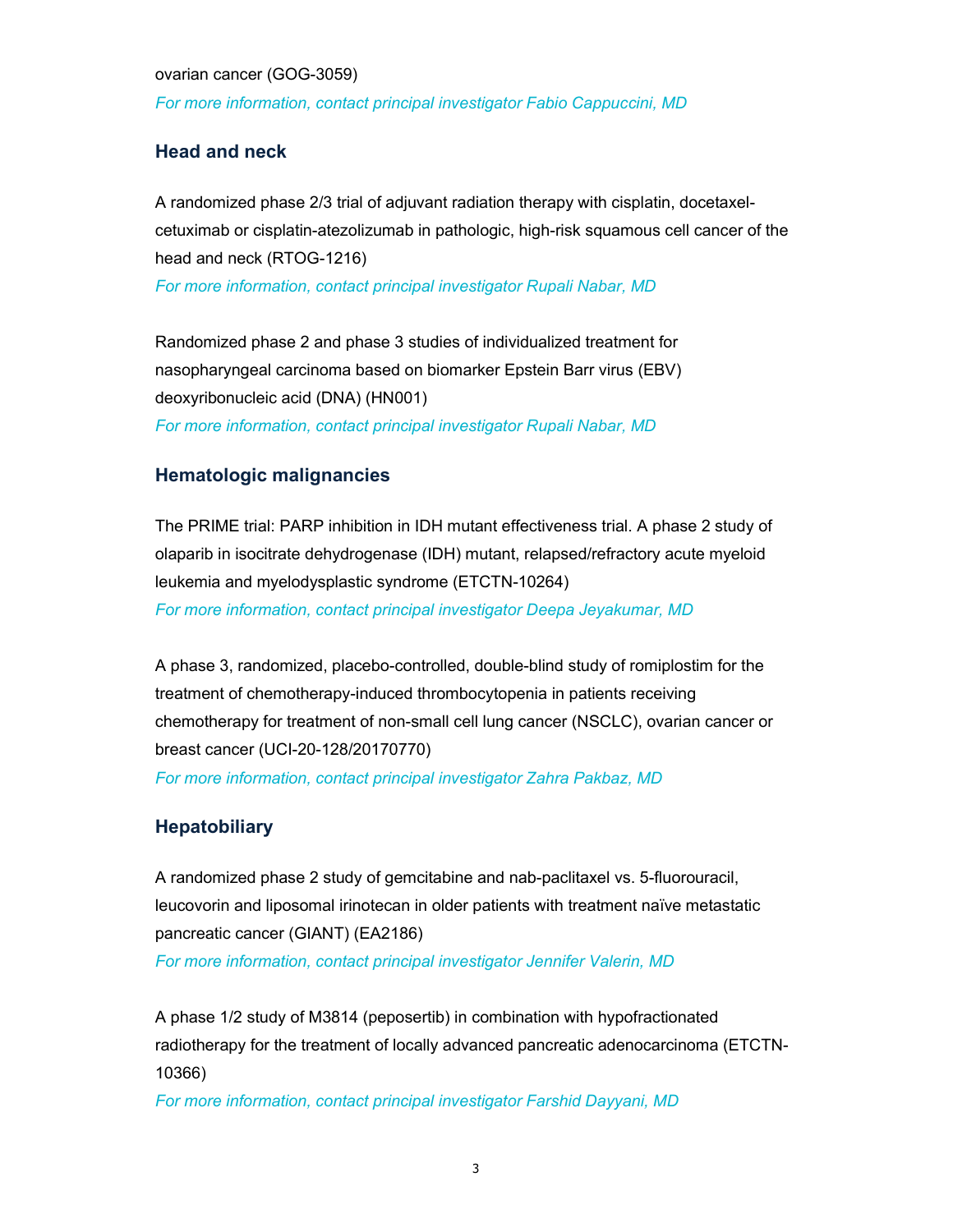ovarian cancer (GOG-3059)

*For more information, contact principal investigator Fabio Cappuccini, MD*

## Head and neck

A randomized phase 2/3 trial of adjuvant radiation therapy with cisplatin, docetaxel-cetuximab or cisplatin-atezolizumab in pathologic, high-risk squamous cell cancer of the head and neck (RTOG-1216)

*For more information, contact principal investigator Rupali Nabar, MD*

Randomized phase 2 and phase 3 studies of individualized treatment for nasopharyngeal carcinoma based on biomarker Epstein Barr virus (EBV) deoxyribonucleic acid (DNA) (HN001)

*For more information, contact principal investigator Rupali Nabar, MD*

## Hematologic malignancies

The PRIME trial: PARP inhibition in IDH mutant effectiveness trial. A phase 2 study of olaparib in isocitrate dehydrogenase (IDH) mutant, relapsed/refractory acute myeloid leukemia and myelodysplastic syndrome (ETCTN-10264)

*For more information, contact principal investigator Deepa Jeyakumar, MD*

A phase 3, randomized, placebo-controlled, double-blind study of romiplostim for the treatment of chemotherapy-induced thrombocytopenia in patients receiving chemotherapy for treatment of non-small cell lung cancer (NSCLC), ovarian cancer or breast cancer (UCI-20-128/20170770)

*For more information, contact principal investigator Zahra Pakbaz, MD*

## Hepatobiliary

A randomized phase 2 study of gemcitabine and nab-paclitaxel vs. 5-fluorouracil, leucovorin and liposomal irinotecan in older patients with treatment naïve metastatic pancreatic cancer (GIANT) (EA2186)

*For more information, contact principal investigator Jennifer Valerin, MD*

A phase 1/2 study of M3814 (peposertib) in combination with hypofractionated radiotherapy for the treatment of locally advanced pancreatic adenocarcinoma (ETCTN-10366)

*For more information, contact principal investigator Farshid Dayyani, MD*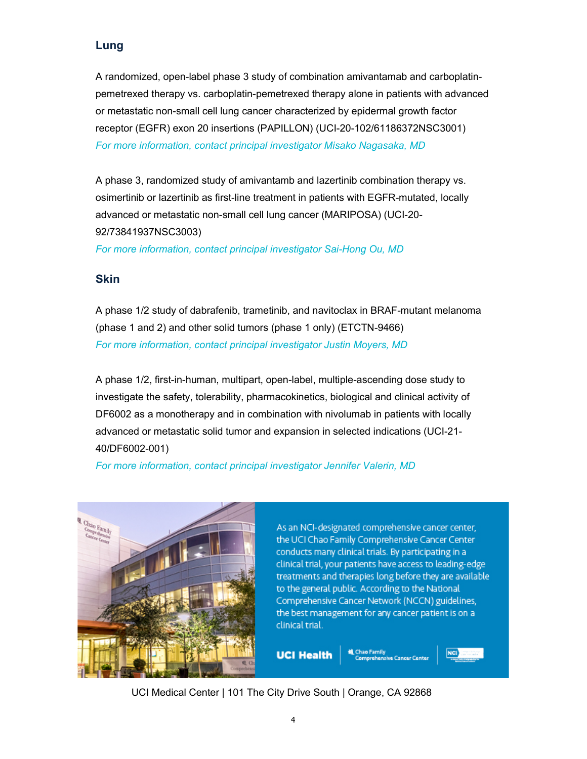## Lung

A randomized, open-label phase 3 study of combination amivantamab and carboplatin-pemetrexed therapy vs. carboplatin-pemetrexed therapy alone in patients with advanced or metastatic non-small cell lung cancer characterized by epidermal growth factor receptor (EGFR) exon 20 insertions (PAPILLON) (UCI-20-102/61186372NSC3001)
*For more information, contact principal investigator Misako Nagasaka, MD*

A phase 3, randomized study of amivantamb and lazertinib combination therapy vs. osimertinib or lazertinib as first-line treatment in patients with EGFR-mutated, locally advanced or metastatic non-small cell lung cancer (MARIPOSA) (UCI-20-92/73841937NSC3003)
*For more information, contact principal investigator Sai-Hong Ou, MD*

## Skin

A phase 1/2 study of dabrafenib, trametinib, and navitoclax in BRAF-mutant melanoma (phase 1 and 2) and other solid tumors (phase 1 only) (ETCTN-9466)
*For more information, contact principal investigator Justin Moyers, MD*

A phase 1/2, first-in-human, multipart, open-label, multiple-ascending dose study to investigate the safety, tolerability, pharmacokinetics, biological and clinical activity of DF6002 as a monotherapy and in combination with nivolumab in patients with locally advanced or metastatic solid tumor and expansion in selected indications (UCI-21-40/DF6002-001)
*For more information, contact principal investigator Jennifer Valerin, MD*

As an NCI-designated comprehensive cancer center, the UCI Chao Family Comprehensive Cancer Center conducts many clinical trials. By participating in a clinical trial, your patients have access to leading-edge treatments and therapies long before they are available to the general public. According to the National Comprehensive Cancer Network (NCCN) guidelines, the best management for any cancer patient is on a clinical trial.

UCI Health | Chao Family Comprehensive Cancer Center | NCI

UCI Medical Center | 101 The City Drive South | Orange, CA 92868